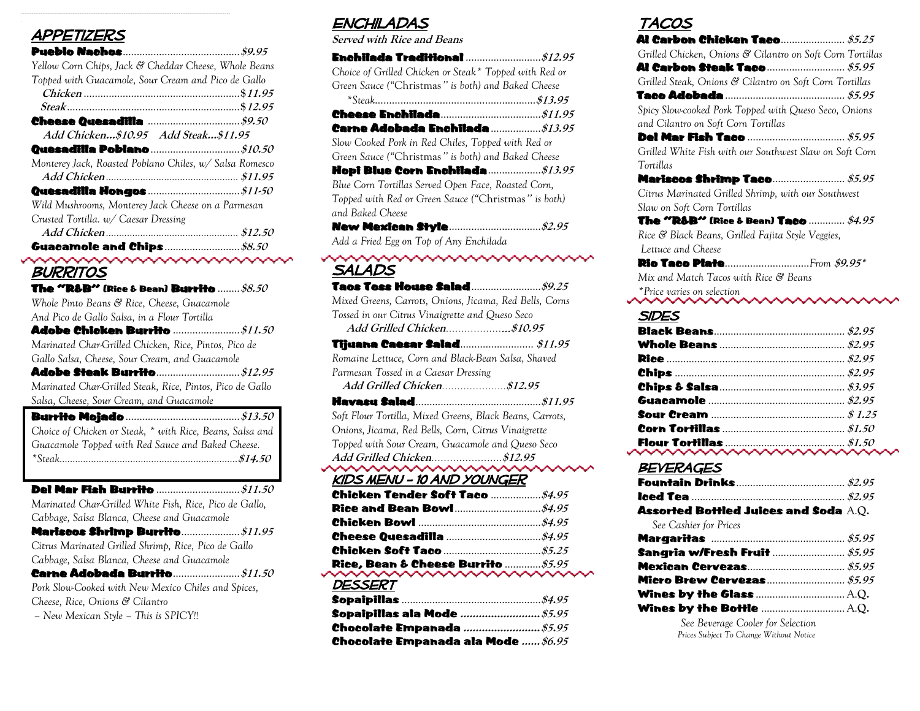## APPETIZERS

**Pueblo Nachos** ... $9.95
Yellow Corn Chips, Jack & Cheddar Cheese, Whole Beans Topped with Guacamole, Sour Cream and Pico de Gallo
*Chicken* ... $11.95
*Steak* ... $12.95

**Cheese Quesadilla** ... $9.50
*Add Chicken...$10.95 Add Steak...$11.95*

**Quesadilla Poblano** ... $10.50
Monterey Jack, Roasted Poblano Chiles, w/ Salsa Romesco
*Add Chicken* ... $11.95

**Quesadilla Hongos** ... $11-50
Wild Mushrooms, Monterey Jack Cheese on a Parmesan Crusted Tortilla. w/ Caesar Dressing
*Add Chicken* ... $12.50

**Guacamole and Chips** ... $8.50

## BURRITOS

**The "R&B" (Rice & Bean) Burrito** ... $8.50
Whole Pinto Beans & Rice, Cheese, Guacamole And Pico de Gallo Salsa, in a Flour Tortilla

**Adobe Chicken Burrito** ... $11.50
Marinated Char-Grilled Chicken, Rice, Pintos, Pico de Gallo Salsa, Cheese, Sour Cream, and Guacamole

**Adobe Steak Burrito** ... $12.95
Marinated Char-Grilled Steak, Rice, Pintos, Pico de Gallo Salsa, Cheese, Sour Cream, and Guacamole

**Burrito Mojado** ... $13.50
Choice of Chicken or Steak, * with Rice, Beans, Salsa and Guacamole Topped with Red Sauce and Baked Cheese.
*Steak ... $14.50

**Del Mar Fish Burrito** ... $11.50
Marinated Char-Grilled White Fish, Rice, Pico de Gallo, Cabbage, Salsa Blanca, Cheese and Guacamole

**Mariscos Shrimp Burrito** ... $11.95
Citrus Marinated Grilled Shrimp, Rice, Pico de Gallo Cabbage, Salsa Blanca, Cheese and Guacamole

**Carne Adobada Burrito** ... $11.50
Pork Slow-Cooked with New Mexico Chiles and Spices, Cheese, Rice, Onions & Cilantro
– New Mexican Style – This is SPICY!!

## ENCHILADAS

**Served with Rice and Beans**

**Enchilada Traditional** ... $12.95
Choice of Grilled Chicken or Steak* Topped with Red or Green Sauce ("Christmas" is both) and Baked Cheese
*Steak ... $13.95

**Cheese Enchilada** ... $11.95

**Carne Adobada Enchilada** ... $13.95
Slow Cooked Pork in Red Chiles, Topped with Red or Green Sauce ("Christmas" is both) and Baked Cheese

**Hopi Blue Corn Enchilada** ... $13.95
Blue Corn Tortillas Served Open Face, Roasted Corn, Topped with Red or Green Sauce ("Christmas" is both) and Baked Cheese

**New Mexican Style** ... $2.95
Add a Fried Egg on Top of Any Enchilada

## SALADS

**Taos Toss House Salad** ... $9.25
Mixed Greens, Carrots, Onions, Jicama, Red Bells, Corns Tossed in our Citrus Vinaigrette and Queso Seco
*Add Grilled Chicken...$10.95*

**Tijuana Caesar Salad** ... $11.95
Romaine Lettuce, Corn and Black-Bean Salsa, Shaved Parmesan Tossed in a Caesar Dressing
*Add Grilled Chicken ... $12.95*

**Havasu Salad** ... $11.95
Soft Flour Tortilla, Mixed Greens, Black Beans, Carrots, Onions, Jicama, Red Bells, Corn, Citrus Vinaigrette Topped with Sour Cream, Guacamole and Queso Seco
*Add Grilled Chicken ... $12.95*

## KIDS MENU – 10 AND YOUNGER

**Chicken Tender Soft Taco** ... $4.95
**Rice and Bean Bowl** ... $4.95
**Chicken Bowl** ... $4.95
**Cheese Quesadilla** ... $4.95
**Chicken Soft Taco** ... $5.25
**Rice, Bean & Cheese Burrito** ... $5.95

## DESSERT

**Sopaipillas** ... $4.95
**Sopaipillas ala Mode** ... $5.95
**Chocolate Empanada** ... $5.95
**Chocolate Empanada ala Mode** ... $6.95

## TACOS

**Al Carbon Chicken Taco** ... $5.25
Grilled Chicken, Onions & Cilantro on Soft Corn Tortillas

**Al Carbon Steak Taco** ... $5.95
Grilled Steak, Onions & Cilantro on Soft Corn Tortillas

**Taco Adobada** ... $5.95
Spicy Slow-cooked Pork Topped with Queso Seco, Onions and Cilantro on Soft Corn Tortillas

**Del Mar Fish Taco** ... $5.95
Grilled White Fish with our Southwest Slaw on Soft Corn Tortillas

**Mariscos Shrimp Taco** ... $5.95
Citrus Marinated Grilled Shrimp, with our Southwest Slaw on Soft Corn Tortillas

**The "R&B" (Rice & Bean) Taco** ... $4.95
Rice & Black Beans, Grilled Fajita Style Veggies, Lettuce and Cheese

**Rio Taco Plate** ... From $9.95*
Mix and Match Tacos with Rice & Beans
*Price varies on selection

## SIDES

**Black Beans** ... $2.95
**Whole Beans** ... $2.95
**Rice** ... $2.95
**Chips** ... $2.95
**Chips & Salsa** ... $3.95
**Guacamole** ... $2.95
**Sour Cream** ... $1.25
**Corn Tortillas** ... $1.50
**Flour Tortillas** ... $1.50

## BEVERAGES

**Fountain Drinks** ... $2.95
**Iced Tea** ... $2.95
**Assorted Bottled Juices and Soda** A.Q.
See Cashier for Prices
**Margaritas** ... $5.95
**Sangria w/Fresh Fruit** ... $5.95
**Mexican Cervezas** ... $5.95
**Micro Brew Cervezas** ... $5.95
**Wines by the Glass** ... A.Q.
**Wines by the Bottle** ... A.Q.

See Beverage Cooler for Selection
Prices Subject To Change Without Notice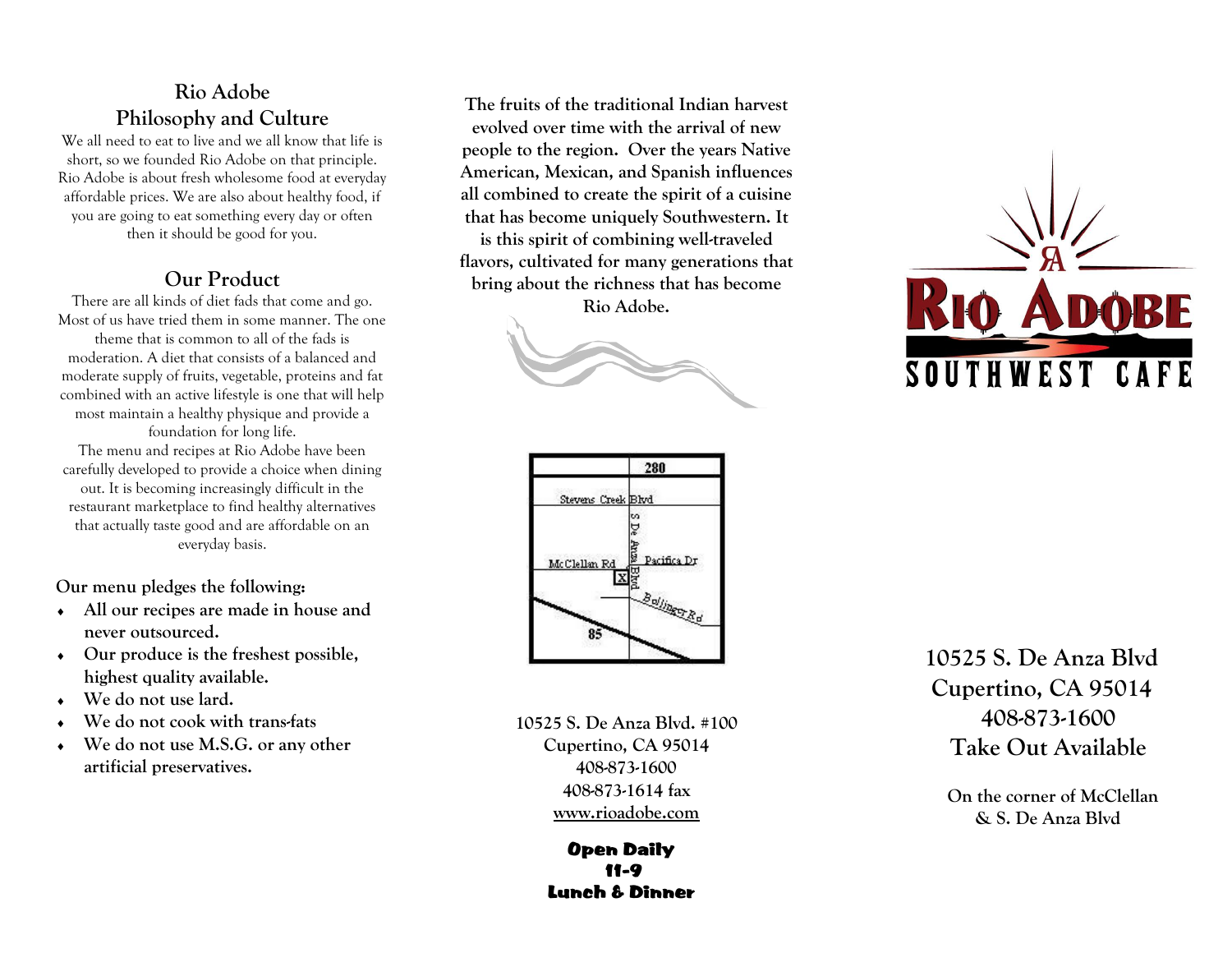## Rio Adobe Philosophy and Culture

We all need to eat to live and we all know that life is short, so we founded Rio Adobe on that principle. Rio Adobe is about fresh wholesome food at everyday affordable prices. We are also about healthy food, if you are going to eat something every day or often then it should be good for you.

## Our Product

There are all kinds of diet fads that come and go. Most of us have tried them in some manner. The one theme that is common to all of the fads is moderation. A diet that consists of a balanced and moderate supply of fruits, vegetable, proteins and fat combined with an active lifestyle is one that will help most maintain a healthy physique and provide a foundation for long life.

The menu and recipes at Rio Adobe have been carefully developed to provide a choice when dining out. It is becoming increasingly difficult in the restaurant marketplace to find healthy alternatives that actually taste good and are affordable on an everyday basis.

**Our menu pledges the following:**

- **All our recipes are made in house and never outsourced.**
- **Our produce is the freshest possible, highest quality available.**
- **We do not use lard.**
- **We do not cook with trans-fats**
- **We do not use M.S.G. or any other artificial preservatives.**

**The fruits of the traditional Indian harvest evolved over time with the arrival of new people to the region. Over the years Native American, Mexican, and Spanish influences all combined to create the spirit of a cuisine that has become uniquely Southwestern. It is this spirit of combining well-traveled flavors, cultivated for many generations that bring about the richness that has become Rio Adobe.**

280
Stevens Creek Blvd
S De Anza Blvd
McClellan Rd
Pacifica Dr
Bollinger Rd
85

**10525 S. De Anza Blvd. #100**
**Cupertino, CA 95014**
**408-873-1600**
**408-873-1614 fax**
**www.rioadobe.com**

**Open Daily**
**11-9**
**Lunch & Dinner**

# Rio Adobe
## SOUTHWEST CAFE

**10525 S. De Anza Blvd**
**Cupertino, CA 95014**
**408-873-1600**
**Take Out Available**

**On the corner of McClellan & S. De Anza Blvd**